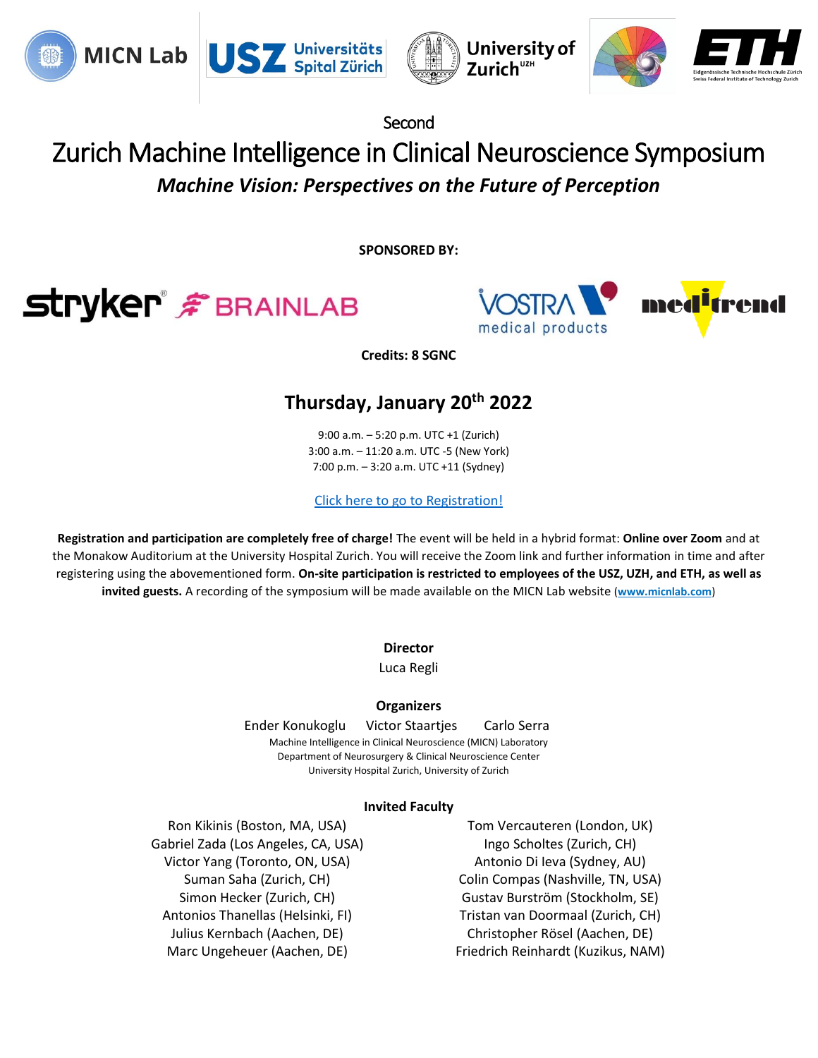Second

# Zurich Machine Intelligence in Clinical Neuroscience Symposium

## *Machine Vision: Perspectives on the Future of Perception*

**SPONSORED BY:**

**Credits: 8 SGNC**

## Thursday, January 20th 2022

9:00 a.m. – 5:20 p.m. UTC +1 (Zurich)
3:00 a.m. – 11:20 a.m. UTC -5 (New York)
7:00 p.m. – 3:20 a.m. UTC +11 (Sydney)

Click here to go to Registration!

**Registration and participation are completely free of charge!** The event will be held in a hybrid format: **Online over Zoom** and at the Monakow Auditorium at the University Hospital Zurich. You will receive the Zoom link and further information in time and after registering using the abovementioned form. **On-site participation is restricted to employees of the USZ, UZH, and ETH, as well as invited guests.** A recording of the symposium will be made available on the MICN Lab website (**www.micnlab.com**)

**Director**

Luca Regli

**Organizers**

Ender Konukoglu Victor Staartjes Carlo Serra

Machine Intelligence in Clinical Neuroscience (MICN) Laboratory
Department of Neurosurgery & Clinical Neuroscience Center
University Hospital Zurich, University of Zurich

**Invited Faculty**

Ron Kikinis (Boston, MA, USA)
Gabriel Zada (Los Angeles, CA, USA)
Victor Yang (Toronto, ON, USA)
Suman Saha (Zurich, CH)
Simon Hecker (Zurich, CH)
Antonios Thanellas (Helsinki, FI)
Julius Kernbach (Aachen, DE)
Marc Ungeheuer (Aachen, DE)
Tom Vercauteren (London, UK)
Ingo Scholtes (Zurich, CH)
Antonio Di Ieva (Sydney, AU)
Colin Compas (Nashville, TN, USA)
Gustav Burström (Stockholm, SE)
Tristan van Doormaal (Zurich, CH)
Christopher Rösel (Aachen, DE)
Friedrich Reinhardt (Kuzikus, NAM)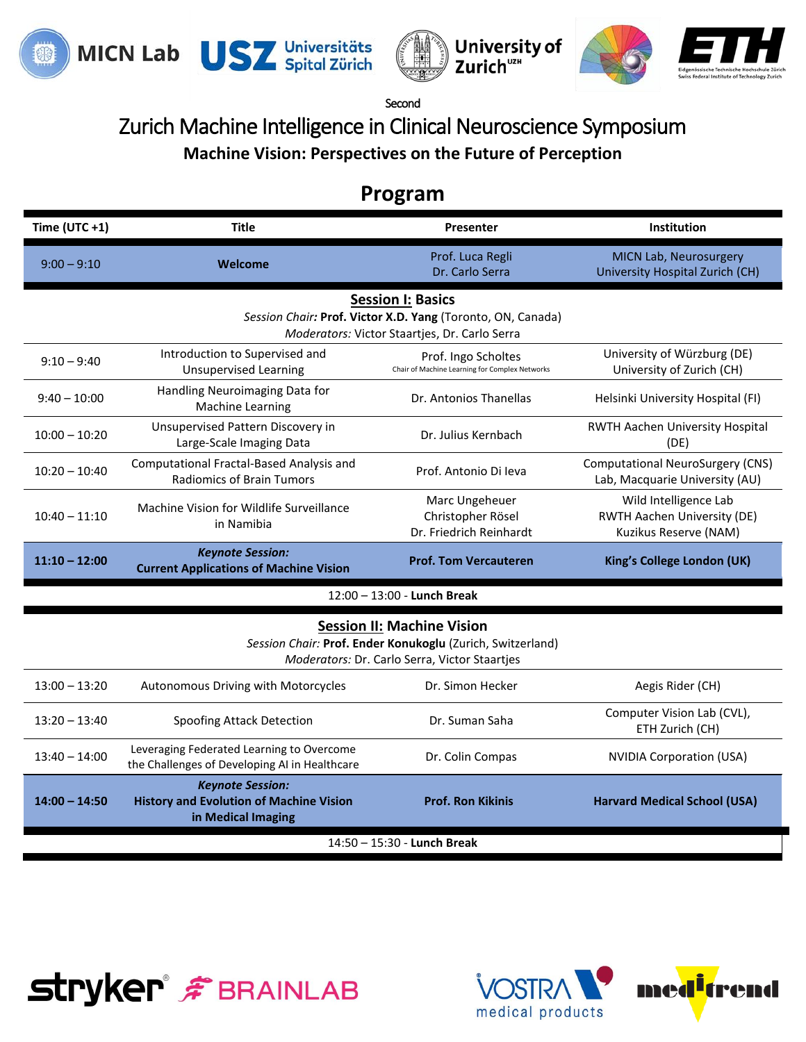Second

# Zurich Machine Intelligence in Clinical Neuroscience Symposium

## Machine Vision: Perspectives on the Future of Perception

## Program

| Time (UTC +1) | Title | Presenter | Institution |
|---|---|---|---|
| 9:00 – 9:10 | **Welcome** | Prof. Luca Regli<br>Dr. Carlo Serra | MICN Lab, Neurosurgery<br>University Hospital Zurich (CH) |
| | **Session I: Basics**<br>*Session Chair:* **Prof. Victor X.D. Yang** (Toronto, ON, Canada)<br>*Moderators:* Victor Staartjes, Dr. Carlo Serra | | |
| 9:10 – 9:40 | Introduction to Supervised and Unsupervised Learning | Prof. Ingo Scholtes<br>Chair of Machine Learning for Complex Networks | University of Würzburg (DE)<br>University of Zurich (CH) |
| 9:40 – 10:00 | Handling Neuroimaging Data for Machine Learning | Dr. Antonios Thanellas | Helsinki University Hospital (FI) |
| 10:00 – 10:20 | Unsupervised Pattern Discovery in Large-Scale Imaging Data | Dr. Julius Kernbach | RWTH Aachen University Hospital (DE) |
| 10:20 – 10:40 | Computational Fractal-Based Analysis and Radiomics of Brain Tumors | Prof. Antonio Di Ieva | Computational NeuroSurgery (CNS) Lab, Macquarie University (AU) |
| 10:40 – 11:10 | Machine Vision for Wildlife Surveillance in Namibia | Marc Ungeheuer<br>Christopher Rösel<br>Dr. Friedrich Reinhardt | Wild Intelligence Lab<br>RWTH Aachen University (DE)<br>Kuzikus Reserve (NAM) |
| **11:10 – 12:00** | ***Keynote Session:***<br>**Current Applications of Machine Vision** | **Prof. Tom Vercauteren** | **King's College London (UK)** |
| | 12:00 – 13:00 - **Lunch Break** | | |
| | **Session II: Machine Vision**<br>*Session Chair:* **Prof. Ender Konukoglu** (Zurich, Switzerland)<br>*Moderators:* Dr. Carlo Serra, Victor Staartjes | | |
| 13:00 – 13:20 | Autonomous Driving with Motorcycles | Dr. Simon Hecker | Aegis Rider (CH) |
| 13:20 – 13:40 | Spoofing Attack Detection | Dr. Suman Saha | Computer Vision Lab (CVL), ETH Zurich (CH) |
| 13:40 – 14:00 | Leveraging Federated Learning to Overcome the Challenges of Developing AI in Healthcare | Dr. Colin Compas | NVIDIA Corporation (USA) |
| **14:00 – 14:50** | ***Keynote Session:***<br>**History and Evolution of Machine Vision in Medical Imaging** | **Prof. Ron Kikinis** | **Harvard Medical School (USA)** |
| | 14:50 – 15:30 - **Lunch Break** | | |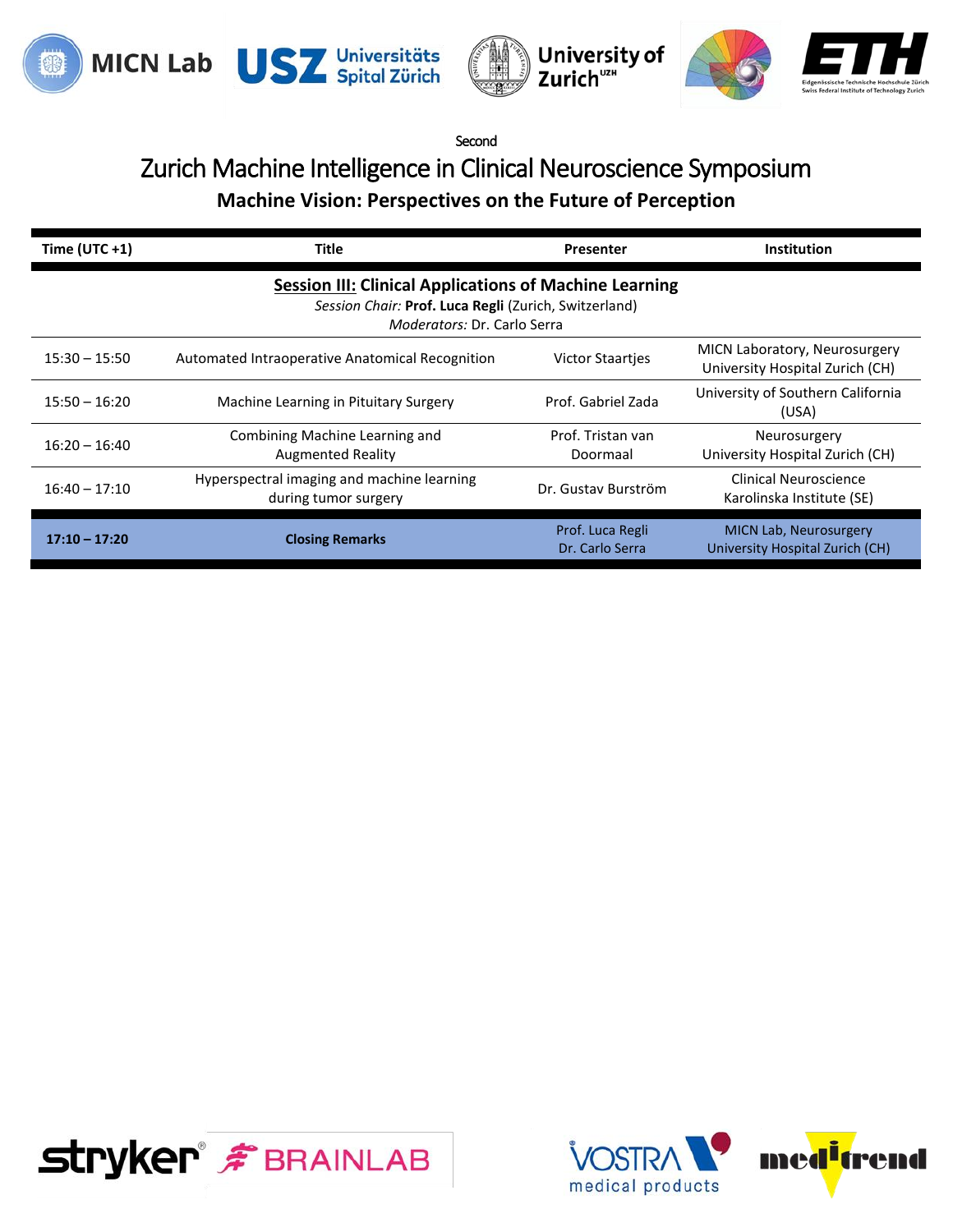Second

# Zurich Machine Intelligence in Clinical Neuroscience Symposium

## Machine Vision: Perspectives on the Future of Perception

| Time (UTC +1) | Title | Presenter | Institution |
|---|---|---|---|
| **Session III: Clinical Applications of Machine Learning** *Session Chair:* **Prof. Luca Regli** (Zurich, Switzerland) *Moderators:* Dr. Carlo Serra | | | |
| 15:30 – 15:50 | Automated Intraoperative Anatomical Recognition | Victor Staartjes | MICN Laboratory, Neurosurgery University Hospital Zurich (CH) |
| 15:50 – 16:20 | Machine Learning in Pituitary Surgery | Prof. Gabriel Zada | University of Southern California (USA) |
| 16:20 – 16:40 | Combining Machine Learning and Augmented Reality | Prof. Tristan van Doormaal | Neurosurgery University Hospital Zurich (CH) |
| 16:40 – 17:10 | Hyperspectral imaging and machine learning during tumor surgery | Dr. Gustav Burström | Clinical Neuroscience Karolinska Institute (SE) |
| **17:10 – 17:20** | **Closing Remarks** | Prof. Luca Regli Dr. Carlo Serra | MICN Lab, Neurosurgery University Hospital Zurich (CH) |